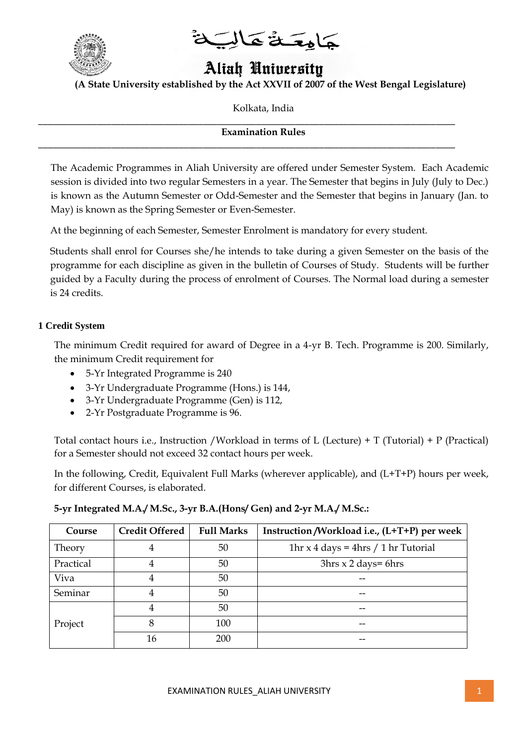جامعة عالية

# Aliah University

**(A State University established by the Act XXVII of 2007 of the West Bengal Legislature)**

Kolkata, India

---

**Examination Rules**

---

The Academic Programmes in Aliah University are offered under Semester System. Each Academic session is divided into two regular Semesters in a year. The Semester that begins in July (July to Dec.) is known as the Autumn Semester or Odd-Semester and the Semester that begins in January (Jan. to May) is known as the Spring Semester or Even-Semester.

At the beginning of each Semester, Semester Enrolment is mandatory for every student.

Students shall enrol for Courses she/he intends to take during a given Semester on the basis of the programme for each discipline as given in the bulletin of Courses of Study. Students will be further guided by a Faculty during the process of enrolment of Courses. The Normal load during a semester is 24 credits.

## 1 Credit System

The minimum Credit required for award of Degree in a 4-yr B. Tech. Programme is 200. Similarly, the minimum Credit requirement for

- 5-Yr Integrated Programme is 240
- 3-Yr Undergraduate Programme (Hons.) is 144,
- 3-Yr Undergraduate Programme (Gen) is 112,
- 2-Yr Postgraduate Programme is 96.

Total contact hours i.e., Instruction /Workload in terms of L (Lecture) + T (Tutorial) + P (Practical) for a Semester should not exceed 32 contact hours per week.

In the following, Credit, Equivalent Full Marks (wherever applicable), and (L+T+P) hours per week, for different Courses, is elaborated.

**5-yr Integrated M.A./ M.Sc., 3-yr B.A.(Hons/ Gen) and 2-yr M.A./ M.Sc.:**

| Course | Credit Offered | Full Marks | Instruction /Workload i.e., (L+T+P) per week |
|---|---|---|---|
| Theory | 4 | 50 | 1hr x 4 days = 4hrs / 1 hr Tutorial |
| Practical | 4 | 50 | 3hrs x 2 days= 6hrs |
| Viva | 4 | 50 | -- |
| Seminar | 4 | 50 | -- |
| Project | 4 | 50 | -- |
| | 8 | 100 | -- |
| | 16 | 200 | -- |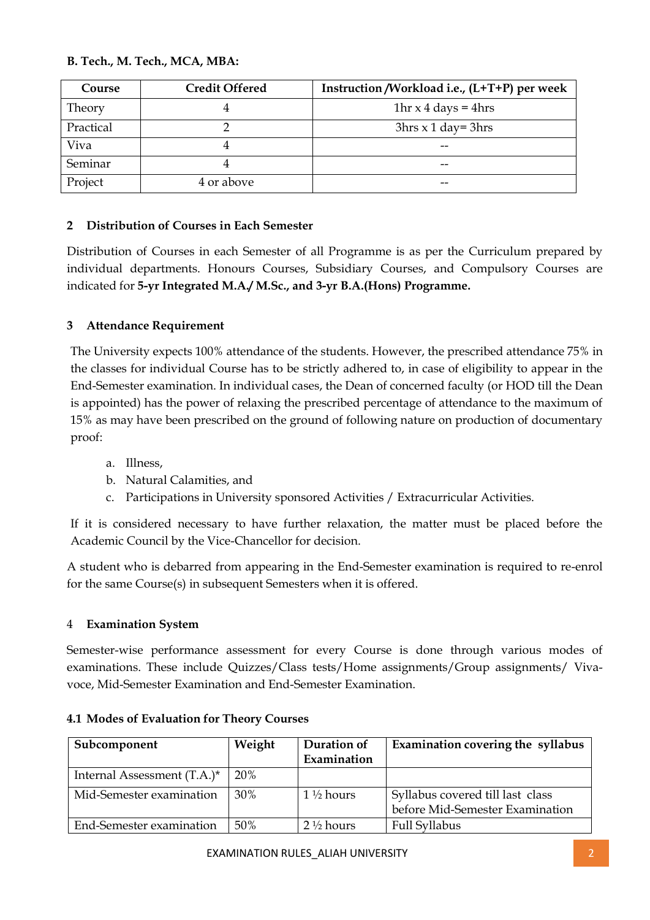**B. Tech., M. Tech., MCA, MBA:**

| Course | Credit Offered | Instruction /Workload i.e., (L+T+P) per week |
|---|---|---|
| Theory | 4 | 1hr x 4 days = 4hrs |
| Practical | 2 | 3hrs x 1 day= 3hrs |
| Viva | 4 | -- |
| Seminar | 4 | -- |
| Project | 4 or above | -- |

## 2 Distribution of Courses in Each Semester

Distribution of Courses in each Semester of all Programme is as per the Curriculum prepared by individual departments. Honours Courses, Subsidiary Courses, and Compulsory Courses are indicated for **5-yr Integrated M.A./ M.Sc., and 3-yr B.A.(Hons) Programme.**

## 3 Attendance Requirement

The University expects 100% attendance of the students. However, the prescribed attendance 75% in the classes for individual Course has to be strictly adhered to, in case of eligibility to appear in the End-Semester examination. In individual cases, the Dean of concerned faculty (or HOD till the Dean is appointed) has the power of relaxing the prescribed percentage of attendance to the maximum of 15% as may have been prescribed on the ground of following nature on production of documentary proof:

a. Illness,
b. Natural Calamities, and
c. Participations in University sponsored Activities / Extracurricular Activities.

If it is considered necessary to have further relaxation, the matter must be placed before the Academic Council by the Vice-Chancellor for decision.

A student who is debarred from appearing in the End-Semester examination is required to re-enrol for the same Course(s) in subsequent Semesters when it is offered.

## 4 Examination System

Semester-wise performance assessment for every Course is done through various modes of examinations. These include Quizzes/Class tests/Home assignments/Group assignments/ Viva-voce, Mid-Semester Examination and End-Semester Examination.

### 4.1 Modes of Evaluation for Theory Courses

| Subcomponent | Weight | Duration of Examination | Examination covering the syllabus |
|---|---|---|---|
| Internal Assessment (T.A.)* | 20% | | |
| Mid-Semester examination | 30% | 1 ½ hours | Syllabus covered till last class before Mid-Semester Examination |
| End-Semester examination | 50% | 2 ½ hours | Full Syllabus |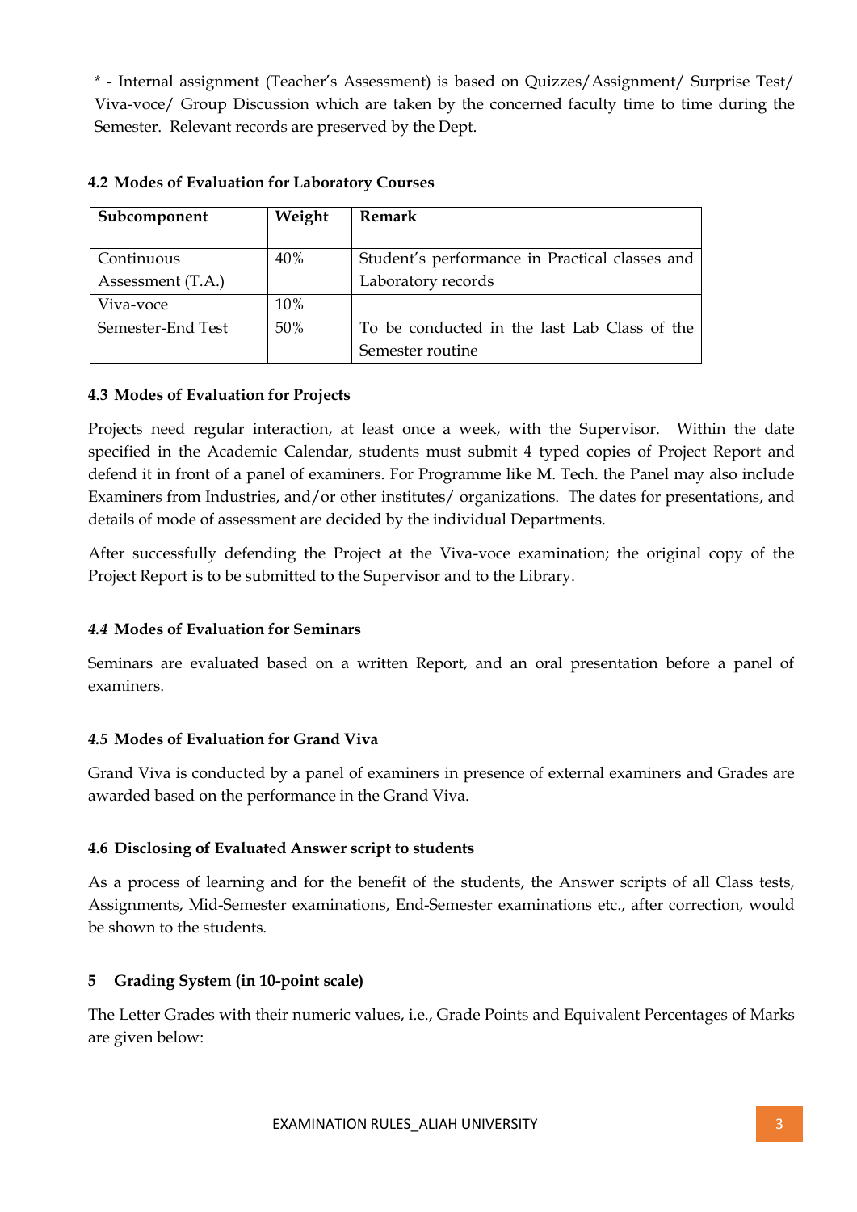* - Internal assignment (Teacher's Assessment) is based on Quizzes/Assignment/ Surprise Test/ Viva-voce/ Group Discussion which are taken by the concerned faculty time to time during the Semester. Relevant records are preserved by the Dept.

### 4.2 Modes of Evaluation for Laboratory Courses

| Subcomponent | Weight | Remark |
|---|---|---|
| Continuous Assessment (T.A.) | 40% | Student's performance in Practical classes and Laboratory records |
| Viva-voce | 10% | |
| Semester-End Test | 50% | To be conducted in the last Lab Class of the Semester routine |

### 4.3 Modes of Evaluation for Projects

Projects need regular interaction, at least once a week, with the Supervisor. Within the date specified in the Academic Calendar, students must submit 4 typed copies of Project Report and defend it in front of a panel of examiners. For Programme like M. Tech. the Panel may also include Examiners from Industries, and/or other institutes/ organizations. The dates for presentations, and details of mode of assessment are decided by the individual Departments.

After successfully defending the Project at the Viva-voce examination; the original copy of the Project Report is to be submitted to the Supervisor and to the Library.

### *4.4* Modes of Evaluation for Seminars

Seminars are evaluated based on a written Report, and an oral presentation before a panel of examiners.

### *4.5* Modes of Evaluation for Grand Viva

Grand Viva is conducted by a panel of examiners in presence of external examiners and Grades are awarded based on the performance in the Grand Viva.

### 4.6 Disclosing of Evaluated Answer script to students

As a process of learning and for the benefit of the students, the Answer scripts of all Class tests, Assignments, Mid-Semester examinations, End-Semester examinations etc., after correction, would be shown to the students.

## 5 Grading System (in 10-point scale)

The Letter Grades with their numeric values, i.e., Grade Points and Equivalent Percentages of Marks are given below: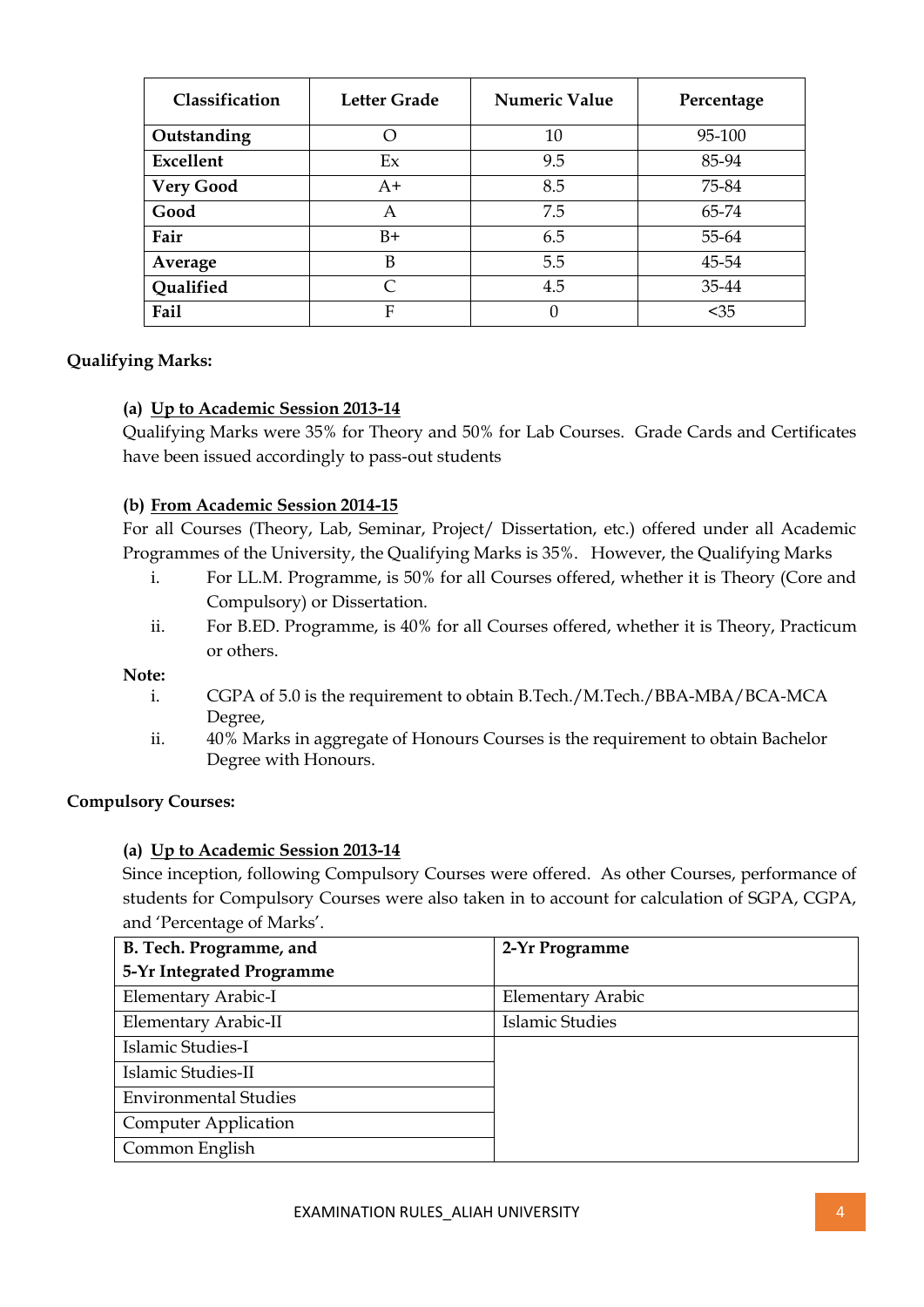| Classification | Letter Grade | Numeric Value | Percentage |
|---|---|---|---|
| **Outstanding** | O | 10 | 95-100 |
| **Excellent** | Ex | 9.5 | 85-94 |
| **Very Good** | A+ | 8.5 | 75-84 |
| **Good** | A | 7.5 | 65-74 |
| **Fair** | B+ | 6.5 | 55-64 |
| **Average** | B | 5.5 | 45-54 |
| **Qualified** | C | 4.5 | 35-44 |
| **Fail** | F | 0 | <35 |

**Qualifying Marks:**

**(a) Up to Academic Session 2013-14**

Qualifying Marks were 35% for Theory and 50% for Lab Courses. Grade Cards and Certificates have been issued accordingly to pass-out students

**(b) From Academic Session 2014-15**

For all Courses (Theory, Lab, Seminar, Project/ Dissertation, etc.) offered under all Academic Programmes of the University, the Qualifying Marks is 35%. However, the Qualifying Marks

i. For LL.M. Programme, is 50% for all Courses offered, whether it is Theory (Core and Compulsory) or Dissertation.

ii. For B.ED. Programme, is 40% for all Courses offered, whether it is Theory, Practicum or others.

**Note:**

i. CGPA of 5.0 is the requirement to obtain B.Tech./M.Tech./BBA-MBA/BCA-MCA Degree,

ii. 40% Marks in aggregate of Honours Courses is the requirement to obtain Bachelor Degree with Honours.

**Compulsory Courses:**

**(a) Up to Academic Session 2013-14**

Since inception, following Compulsory Courses were offered. As other Courses, performance of students for Compulsory Courses were also taken in to account for calculation of SGPA, CGPA, and 'Percentage of Marks'.

| B. Tech. Programme, and 5-Yr Integrated Programme | 2-Yr Programme |
|---|---|
| Elementary Arabic-I | Elementary Arabic |
| Elementary Arabic-II | Islamic Studies |
| Islamic Studies-I | |
| Islamic Studies-II | |
| Environmental Studies | |
| Computer Application | |
| Common English | |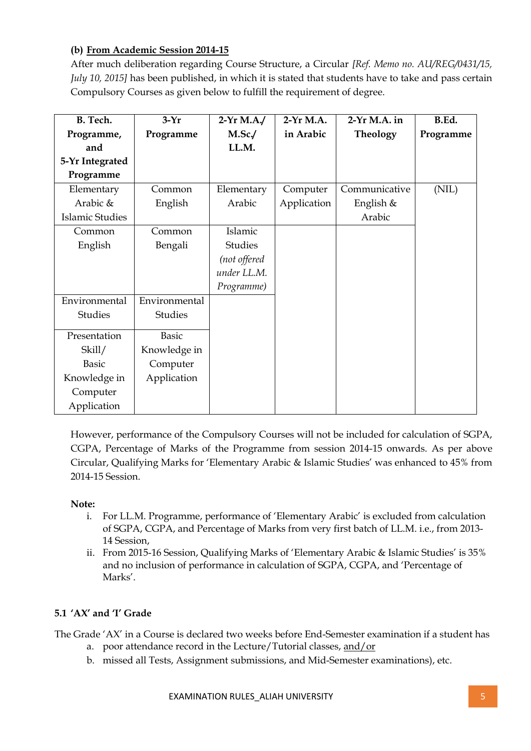**(b) From Academic Session 2014-15**

After much deliberation regarding Course Structure, a Circular *[Ref. Memo no. AU/REG/0431/15, July 10, 2015]* has been published, in which it is stated that students have to take and pass certain Compulsory Courses as given below to fulfill the requirement of degree.

| B. Tech. Programme, and 5-Yr Integrated Programme | 3-Yr Programme | 2-Yr M.A./ M.Sc./ LL.M. | 2-Yr M.A. in Arabic | 2-Yr M.A. in Theology | B.Ed. Programme |
|---|---|---|---|---|---|
| Elementary Arabic & Islamic Studies | Common English | Elementary Arabic | Computer Application | Communicative English & Arabic | (NIL) |
| Common English | Common Bengali | Islamic Studies *(not offered under LL.M. Programme)* | | | |
| Environmental Studies | Environmental Studies | | | | |
| Presentation Skill/ Basic Knowledge in Computer Application | Basic Knowledge in Computer Application | | | | |

However, performance of the Compulsory Courses will not be included for calculation of SGPA, CGPA, Percentage of Marks of the Programme from session 2014-15 onwards. As per above Circular, Qualifying Marks for 'Elementary Arabic & Islamic Studies' was enhanced to 45% from 2014-15 Session.

**Note:**

i. For LL.M. Programme, performance of 'Elementary Arabic' is excluded from calculation of SGPA, CGPA, and Percentage of Marks from very first batch of LL.M. i.e., from 2013-14 Session,

ii. From 2015-16 Session, Qualifying Marks of 'Elementary Arabic & Islamic Studies' is 35% and no inclusion of performance in calculation of SGPA, CGPA, and 'Percentage of Marks'.

### 5.1 'AX' and 'I' Grade

The Grade 'AX' in a Course is declared two weeks before End-Semester examination if a student has

a. poor attendance record in the Lecture/Tutorial classes, and/or
b. missed all Tests, Assignment submissions, and Mid-Semester examinations), etc.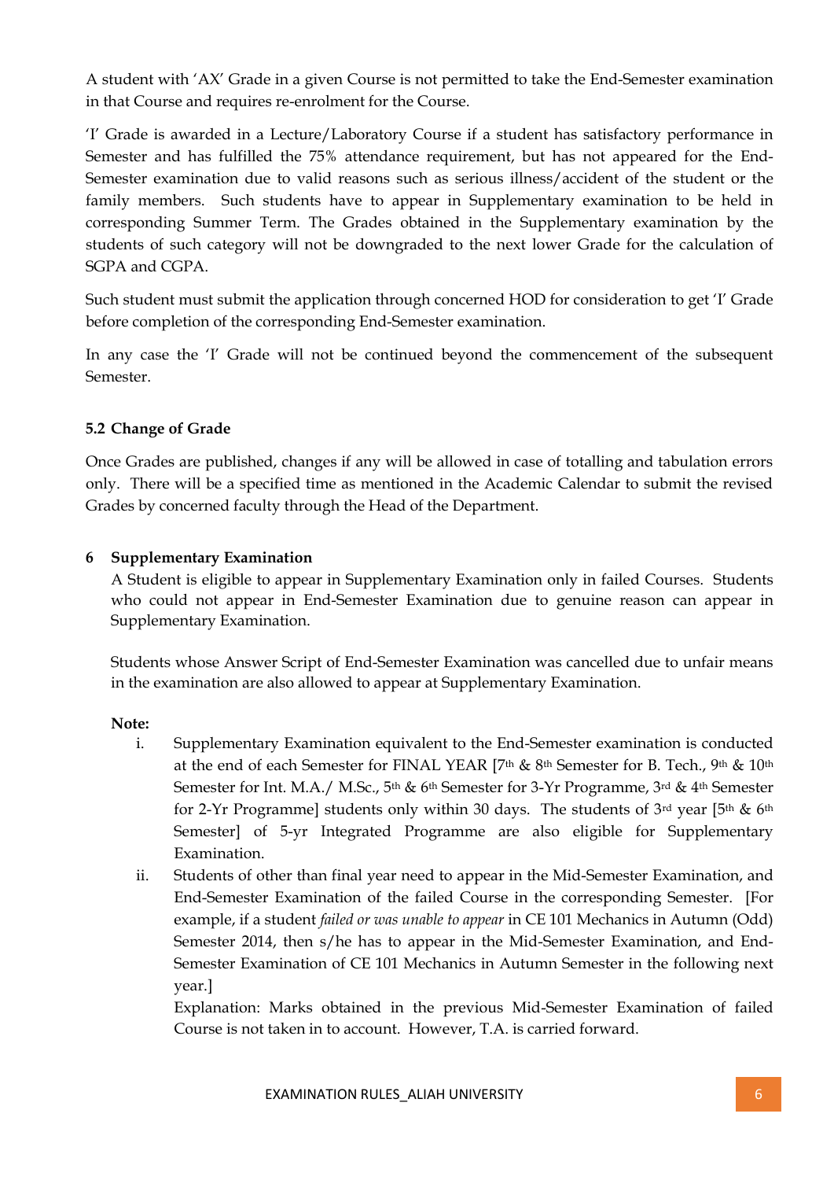A student with 'AX' Grade in a given Course is not permitted to take the End-Semester examination in that Course and requires re-enrolment for the Course.

'I' Grade is awarded in a Lecture/Laboratory Course if a student has satisfactory performance in Semester and has fulfilled the 75% attendance requirement, but has not appeared for the End-Semester examination due to valid reasons such as serious illness/accident of the student or the family members. Such students have to appear in Supplementary examination to be held in corresponding Summer Term. The Grades obtained in the Supplementary examination by the students of such category will not be downgraded to the next lower Grade for the calculation of SGPA and CGPA.

Such student must submit the application through concerned HOD for consideration to get 'I' Grade before completion of the corresponding End-Semester examination.

In any case the 'I' Grade will not be continued beyond the commencement of the subsequent Semester.

### 5.2 Change of Grade

Once Grades are published, changes if any will be allowed in case of totalling and tabulation errors only. There will be a specified time as mentioned in the Academic Calendar to submit the revised Grades by concerned faculty through the Head of the Department.

## 6 Supplementary Examination

A Student is eligible to appear in Supplementary Examination only in failed Courses. Students who could not appear in End-Semester Examination due to genuine reason can appear in Supplementary Examination.

Students whose Answer Script of End-Semester Examination was cancelled due to unfair means in the examination are also allowed to appear at Supplementary Examination.

**Note:**

i. Supplementary Examination equivalent to the End-Semester examination is conducted at the end of each Semester for FINAL YEAR [7th & 8th Semester for B. Tech., 9th & 10th Semester for Int. M.A./ M.Sc., 5th & 6th Semester for 3-Yr Programme, 3rd & 4th Semester for 2-Yr Programme] students only within 30 days. The students of 3rd year [5th & 6th Semester] of 5-yr Integrated Programme are also eligible for Supplementary Examination.

ii. Students of other than final year need to appear in the Mid-Semester Examination, and End-Semester Examination of the failed Course in the corresponding Semester. [For example, if a student *failed or was unable to appear* in CE 101 Mechanics in Autumn (Odd) Semester 2014, then s/he has to appear in the Mid-Semester Examination, and End-Semester Examination of CE 101 Mechanics in Autumn Semester in the following next year.]

   Explanation: Marks obtained in the previous Mid-Semester Examination of failed Course is not taken in to account. However, T.A. is carried forward.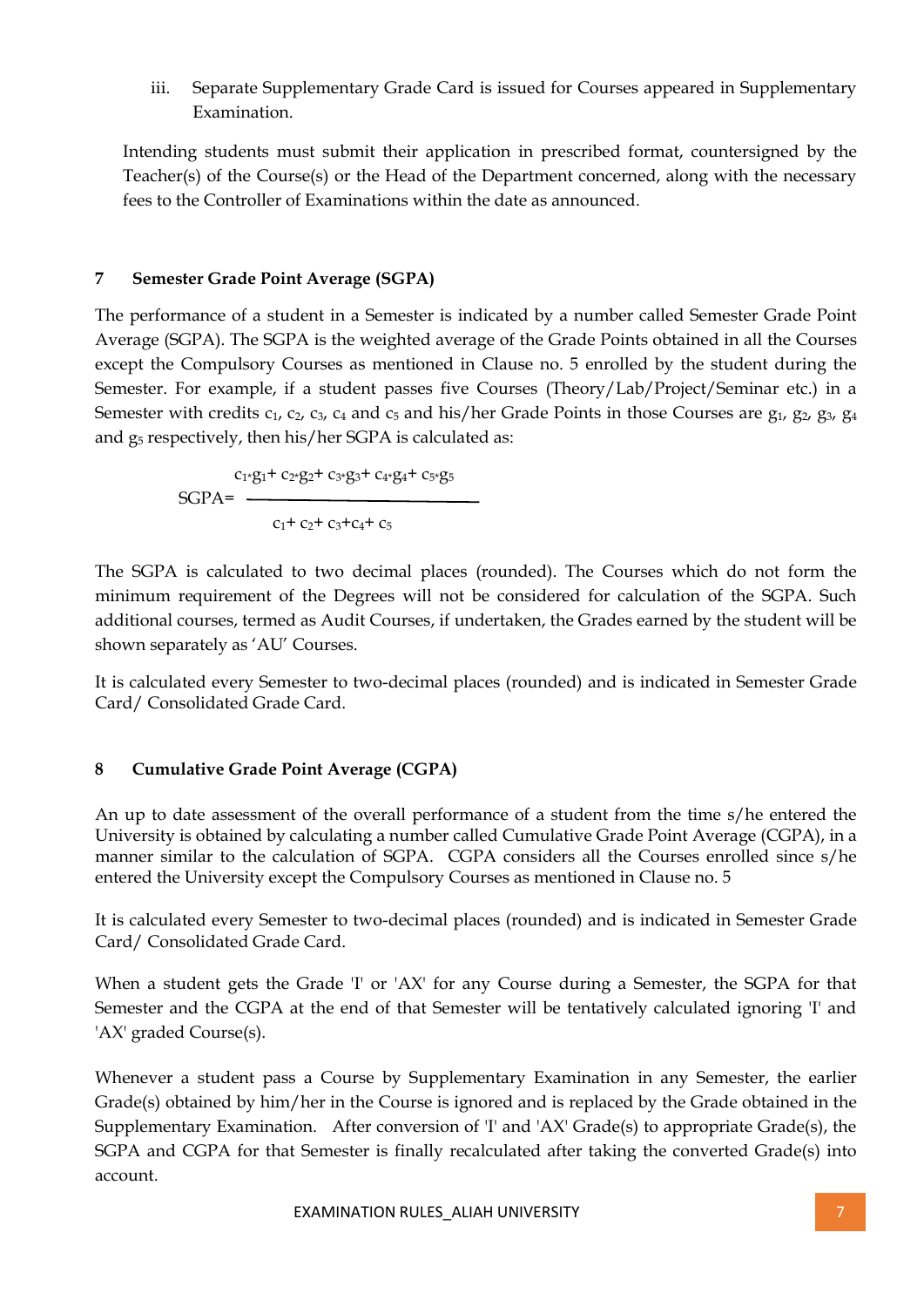iii. Separate Supplementary Grade Card is issued for Courses appeared in Supplementary Examination.

Intending students must submit their application in prescribed format, countersigned by the Teacher(s) of the Course(s) or the Head of the Department concerned, along with the necessary fees to the Controller of Examinations within the date as announced.

## 7 Semester Grade Point Average (SGPA)

The performance of a student in a Semester is indicated by a number called Semester Grade Point Average (SGPA). The SGPA is the weighted average of the Grade Points obtained in all the Courses except the Compulsory Courses as mentioned in Clause no. 5 enrolled by the student during the Semester. For example, if a student passes five Courses (Theory/Lab/Project/Seminar etc.) in a Semester with credits $c_1$, $c_2$, $c_3$, $c_4$ and $c_5$ and his/her Grade Points in those Courses are $g_1$, $g_2$, $g_3$, $g_4$ and $g_5$ respectively, then his/her SGPA is calculated as:

$$\text{SGPA} = \frac{c_1{*}g_1 + c_2{*}g_2 + c_3{*}g_3 + c_4{*}g_4 + c_5{*}g_5}{c_1 + c_2 + c_3 + c_4 + c_5}$$

The SGPA is calculated to two decimal places (rounded). The Courses which do not form the minimum requirement of the Degrees will not be considered for calculation of the SGPA. Such additional courses, termed as Audit Courses, if undertaken, the Grades earned by the student will be shown separately as 'AU' Courses.

It is calculated every Semester to two-decimal places (rounded) and is indicated in Semester Grade Card/ Consolidated Grade Card.

## 8 Cumulative Grade Point Average (CGPA)

An up to date assessment of the overall performance of a student from the time s/he entered the University is obtained by calculating a number called Cumulative Grade Point Average (CGPA), in a manner similar to the calculation of SGPA. CGPA considers all the Courses enrolled since s/he entered the University except the Compulsory Courses as mentioned in Clause no. 5

It is calculated every Semester to two-decimal places (rounded) and is indicated in Semester Grade Card/ Consolidated Grade Card.

When a student gets the Grade 'I' or 'AX' for any Course during a Semester, the SGPA for that Semester and the CGPA at the end of that Semester will be tentatively calculated ignoring 'I' and 'AX' graded Course(s).

Whenever a student pass a Course by Supplementary Examination in any Semester, the earlier Grade(s) obtained by him/her in the Course is ignored and is replaced by the Grade obtained in the Supplementary Examination. After conversion of 'I' and 'AX' Grade(s) to appropriate Grade(s), the SGPA and CGPA for that Semester is finally recalculated after taking the converted Grade(s) into account.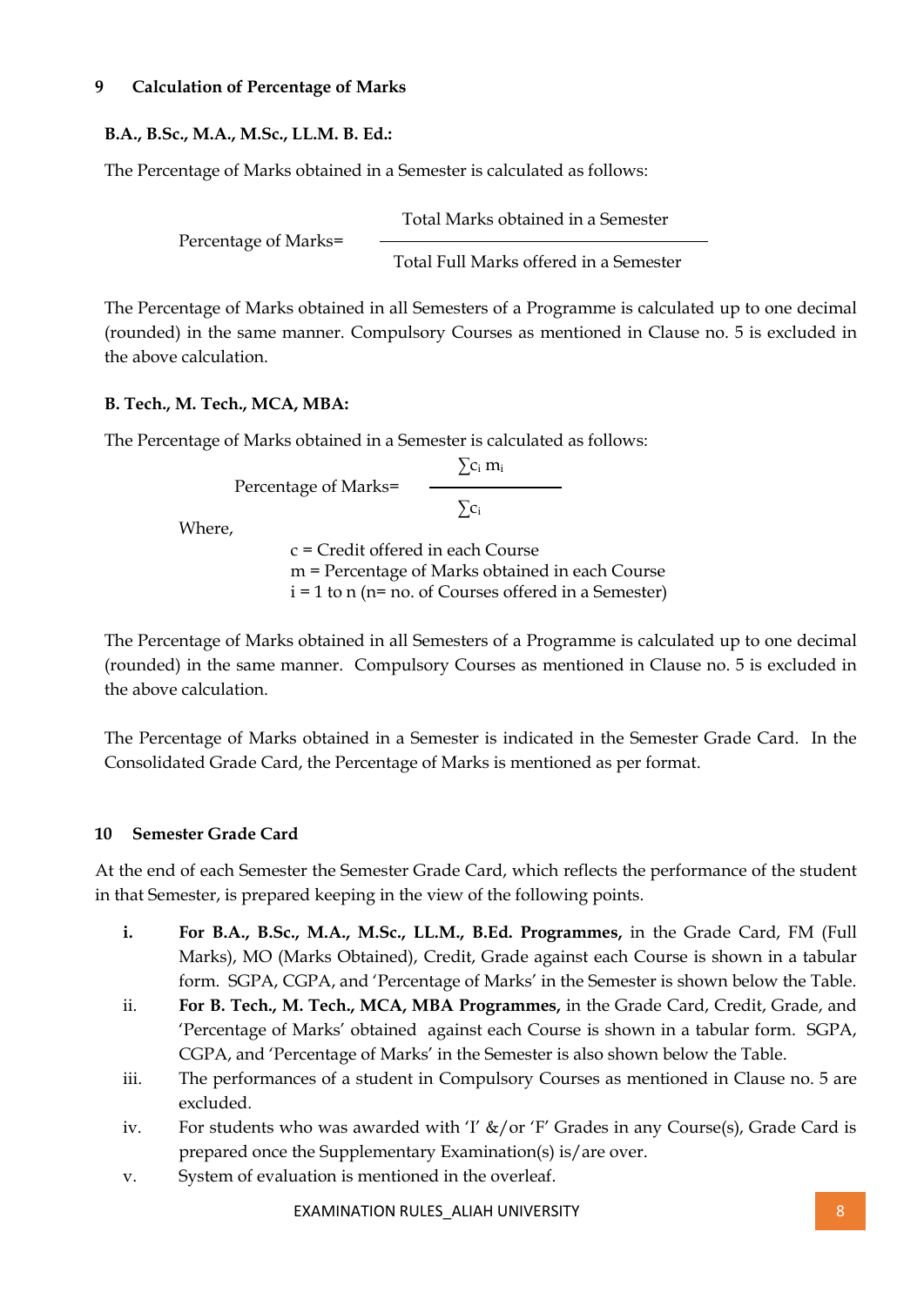## 9 Calculation of Percentage of Marks

**B.A., B.Sc., M.A., M.Sc., LL.M. B. Ed.:**

The Percentage of Marks obtained in a Semester is calculated as follows:

$$\text{Percentage of Marks} = \frac{\text{Total Marks obtained in a Semester}}{\text{Total Full Marks offered in a Semester}}$$

The Percentage of Marks obtained in all Semesters of a Programme is calculated up to one decimal (rounded) in the same manner. Compulsory Courses as mentioned in Clause no. 5 is excluded in the above calculation.

**B. Tech., M. Tech., MCA, MBA:**

The Percentage of Marks obtained in a Semester is calculated as follows:

$$\text{Percentage of Marks} = \frac{\sum c_i m_i}{\sum c_i}$$

Where,

c = Credit offered in each Course
m = Percentage of Marks obtained in each Course
i = 1 to n (n= no. of Courses offered in a Semester)

The Percentage of Marks obtained in all Semesters of a Programme is calculated up to one decimal (rounded) in the same manner. Compulsory Courses as mentioned in Clause no. 5 is excluded in the above calculation.

The Percentage of Marks obtained in a Semester is indicated in the Semester Grade Card. In the Consolidated Grade Card, the Percentage of Marks is mentioned as per format.

## 10 Semester Grade Card

At the end of each Semester the Semester Grade Card, which reflects the performance of the student in that Semester, is prepared keeping in the view of the following points.

- **i.** **For B.A., B.Sc., M.A., M.Sc., LL.M., B.Ed. Programmes,** in the Grade Card, FM (Full Marks), MO (Marks Obtained), Credit, Grade against each Course is shown in a tabular form. SGPA, CGPA, and 'Percentage of Marks' in the Semester is shown below the Table.
- ii. **For B. Tech., M. Tech., MCA, MBA Programmes,** in the Grade Card, Credit, Grade, and 'Percentage of Marks' obtained against each Course is shown in a tabular form. SGPA, CGPA, and 'Percentage of Marks' in the Semester is also shown below the Table.
- iii. The performances of a student in Compulsory Courses as mentioned in Clause no. 5 are excluded.
- iv. For students who was awarded with 'I' &/or 'F' Grades in any Course(s), Grade Card is prepared once the Supplementary Examination(s) is/are over.
- v. System of evaluation is mentioned in the overleaf.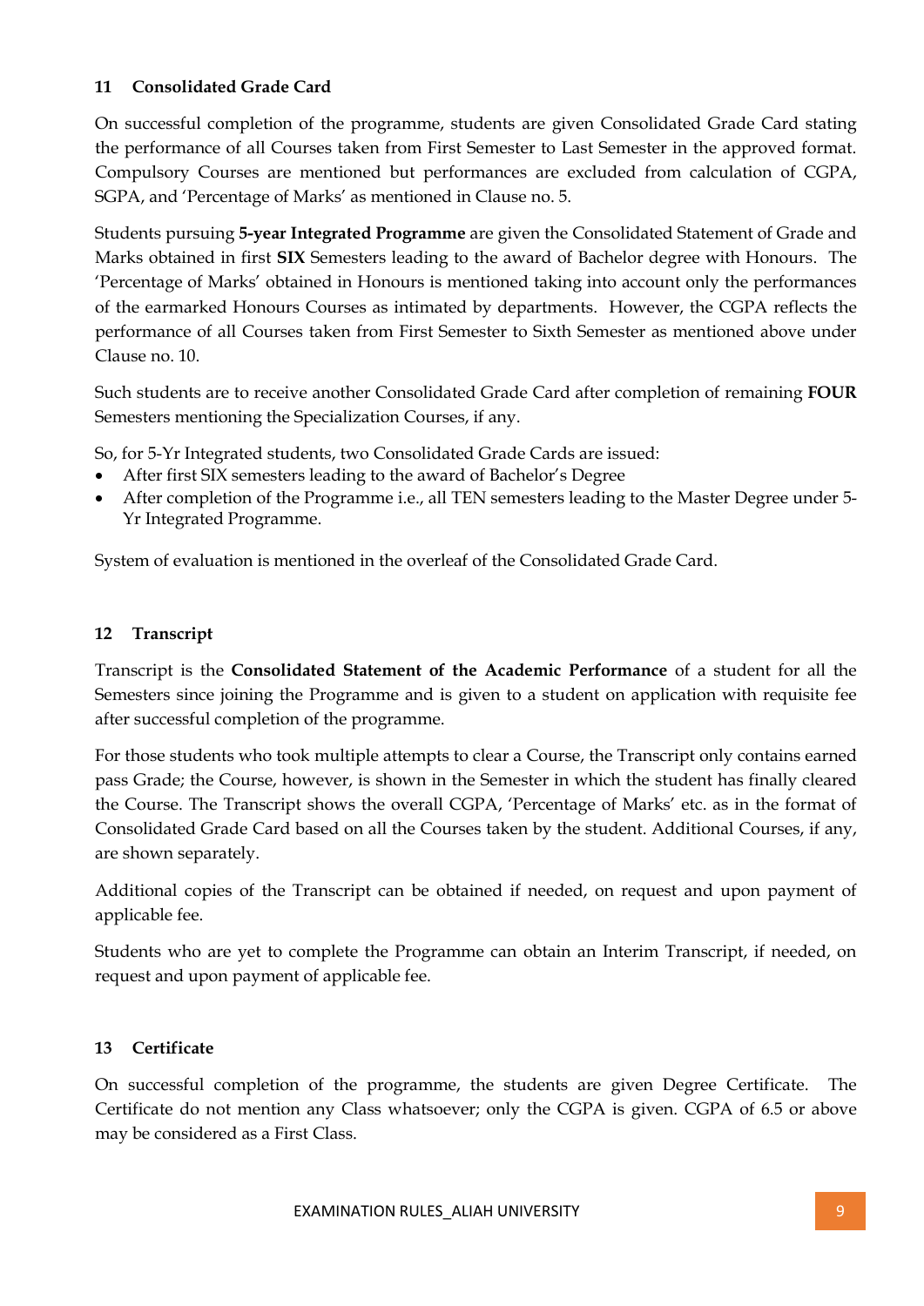## 11 Consolidated Grade Card

On successful completion of the programme, students are given Consolidated Grade Card stating the performance of all Courses taken from First Semester to Last Semester in the approved format. Compulsory Courses are mentioned but performances are excluded from calculation of CGPA, SGPA, and 'Percentage of Marks' as mentioned in Clause no. 5.

Students pursuing **5-year Integrated Programme** are given the Consolidated Statement of Grade and Marks obtained in first **SIX** Semesters leading to the award of Bachelor degree with Honours. The 'Percentage of Marks' obtained in Honours is mentioned taking into account only the performances of the earmarked Honours Courses as intimated by departments. However, the CGPA reflects the performance of all Courses taken from First Semester to Sixth Semester as mentioned above under Clause no. 10.

Such students are to receive another Consolidated Grade Card after completion of remaining **FOUR** Semesters mentioning the Specialization Courses, if any.

So, for 5-Yr Integrated students, two Consolidated Grade Cards are issued:

- After first SIX semesters leading to the award of Bachelor's Degree
- After completion of the Programme i.e., all TEN semesters leading to the Master Degree under 5-Yr Integrated Programme.

System of evaluation is mentioned in the overleaf of the Consolidated Grade Card.

## 12 Transcript

Transcript is the **Consolidated Statement of the Academic Performance** of a student for all the Semesters since joining the Programme and is given to a student on application with requisite fee after successful completion of the programme.

For those students who took multiple attempts to clear a Course, the Transcript only contains earned pass Grade; the Course, however, is shown in the Semester in which the student has finally cleared the Course. The Transcript shows the overall CGPA, 'Percentage of Marks' etc. as in the format of Consolidated Grade Card based on all the Courses taken by the student. Additional Courses, if any, are shown separately.

Additional copies of the Transcript can be obtained if needed, on request and upon payment of applicable fee.

Students who are yet to complete the Programme can obtain an Interim Transcript, if needed, on request and upon payment of applicable fee.

## 13 Certificate

On successful completion of the programme, the students are given Degree Certificate. The Certificate do not mention any Class whatsoever; only the CGPA is given. CGPA of 6.5 or above may be considered as a First Class.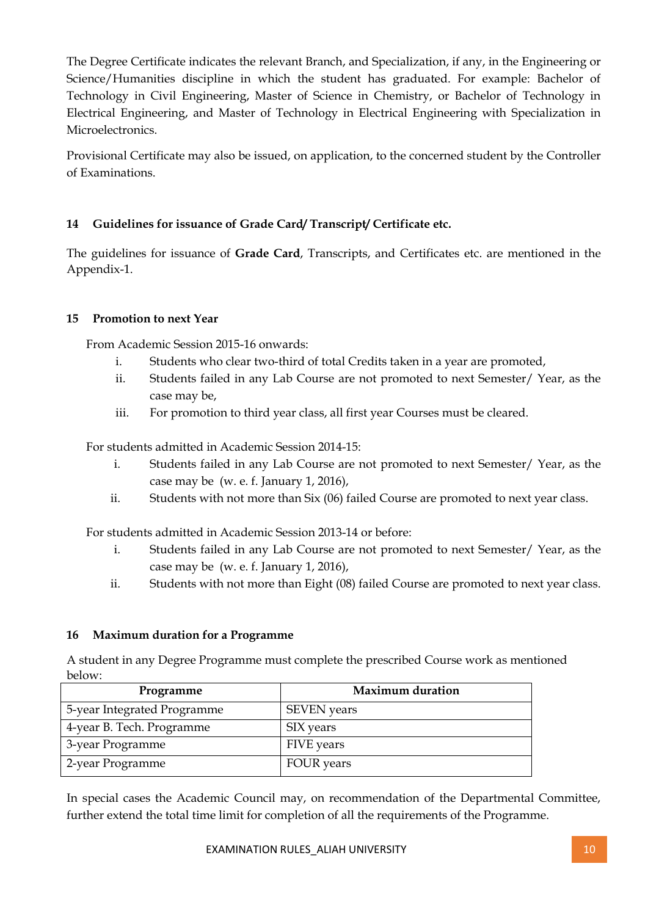The Degree Certificate indicates the relevant Branch, and Specialization, if any, in the Engineering or Science/Humanities discipline in which the student has graduated. For example: Bachelor of Technology in Civil Engineering, Master of Science in Chemistry, or Bachelor of Technology in Electrical Engineering, and Master of Technology in Electrical Engineering with Specialization in Microelectronics.

Provisional Certificate may also be issued, on application, to the concerned student by the Controller of Examinations.

## 14 Guidelines for issuance of Grade Card/ Transcript/ Certificate etc.

The guidelines for issuance of **Grade Card**, Transcripts, and Certificates etc. are mentioned in the Appendix-1.

## 15 Promotion to next Year

From Academic Session 2015-16 onwards:

i. Students who clear two-third of total Credits taken in a year are promoted,
ii. Students failed in any Lab Course are not promoted to next Semester/ Year, as the case may be,
iii. For promotion to third year class, all first year Courses must be cleared.

For students admitted in Academic Session 2014-15:

i. Students failed in any Lab Course are not promoted to next Semester/ Year, as the case may be (w. e. f. January 1, 2016),
ii. Students with not more than Six (06) failed Course are promoted to next year class.

For students admitted in Academic Session 2013-14 or before:

i. Students failed in any Lab Course are not promoted to next Semester/ Year, as the case may be (w. e. f. January 1, 2016),
ii. Students with not more than Eight (08) failed Course are promoted to next year class.

## 16 Maximum duration for a Programme

A student in any Degree Programme must complete the prescribed Course work as mentioned below:

| Programme | Maximum duration |
|---|---|
| 5-year Integrated Programme | SEVEN years |
| 4-year B. Tech. Programme | SIX years |
| 3-year Programme | FIVE years |
| 2-year Programme | FOUR years |

In special cases the Academic Council may, on recommendation of the Departmental Committee, further extend the total time limit for completion of all the requirements of the Programme.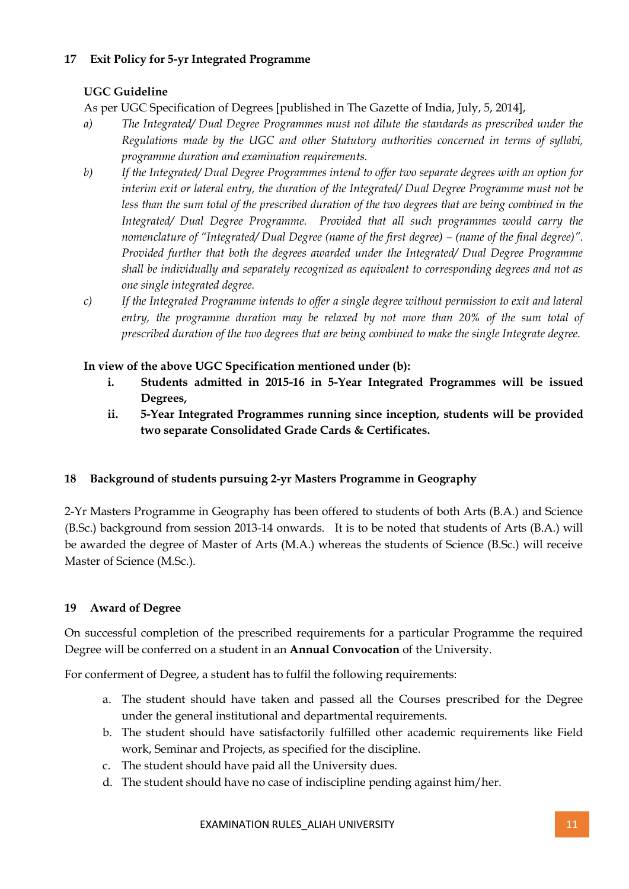## 17 Exit Policy for 5-yr Integrated Programme

### UGC Guideline

As per UGC Specification of Degrees [published in The Gazette of India, July, 5, 2014],

a) *The Integrated/ Dual Degree Programmes must not dilute the standards as prescribed under the Regulations made by the UGC and other Statutory authorities concerned in terms of syllabi, programme duration and examination requirements.*

b) *If the Integrated/ Dual Degree Programmes intend to offer two separate degrees with an option for interim exit or lateral entry, the duration of the Integrated/ Dual Degree Programme must not be less than the sum total of the prescribed duration of the two degrees that are being combined in the Integrated/ Dual Degree Programme. Provided that all such programmes would carry the nomenclature of "Integrated/ Dual Degree (name of the first degree) – (name of the final degree)". Provided further that both the degrees awarded under the Integrated/ Dual Degree Programme shall be individually and separately recognized as equivalent to corresponding degrees and not as one single integrated degree.*

c) *If the Integrated Programme intends to offer a single degree without permission to exit and lateral entry, the programme duration may be relaxed by not more than 20% of the sum total of prescribed duration of the two degrees that are being combined to make the single Integrate degree.*

**In view of the above UGC Specification mentioned under (b):**

i. **Students admitted in 2015-16 in 5-Year Integrated Programmes will be issued Degrees,**

ii. **5-Year Integrated Programmes running since inception, students will be provided two separate Consolidated Grade Cards & Certificates.**

## 18 Background of students pursuing 2-yr Masters Programme in Geography

2-Yr Masters Programme in Geography has been offered to students of both Arts (B.A.) and Science (B.Sc.) background from session 2013-14 onwards. It is to be noted that students of Arts (B.A.) will be awarded the degree of Master of Arts (M.A.) whereas the students of Science (B.Sc.) will receive Master of Science (M.Sc.).

## 19 Award of Degree

On successful completion of the prescribed requirements for a particular Programme the required Degree will be conferred on a student in an **Annual Convocation** of the University.

For conferment of Degree, a student has to fulfil the following requirements:

a. The student should have taken and passed all the Courses prescribed for the Degree under the general institutional and departmental requirements.
b. The student should have satisfactorily fulfilled other academic requirements like Field work, Seminar and Projects, as specified for the discipline.
c. The student should have paid all the University dues.
d. The student should have no case of indiscipline pending against him/her.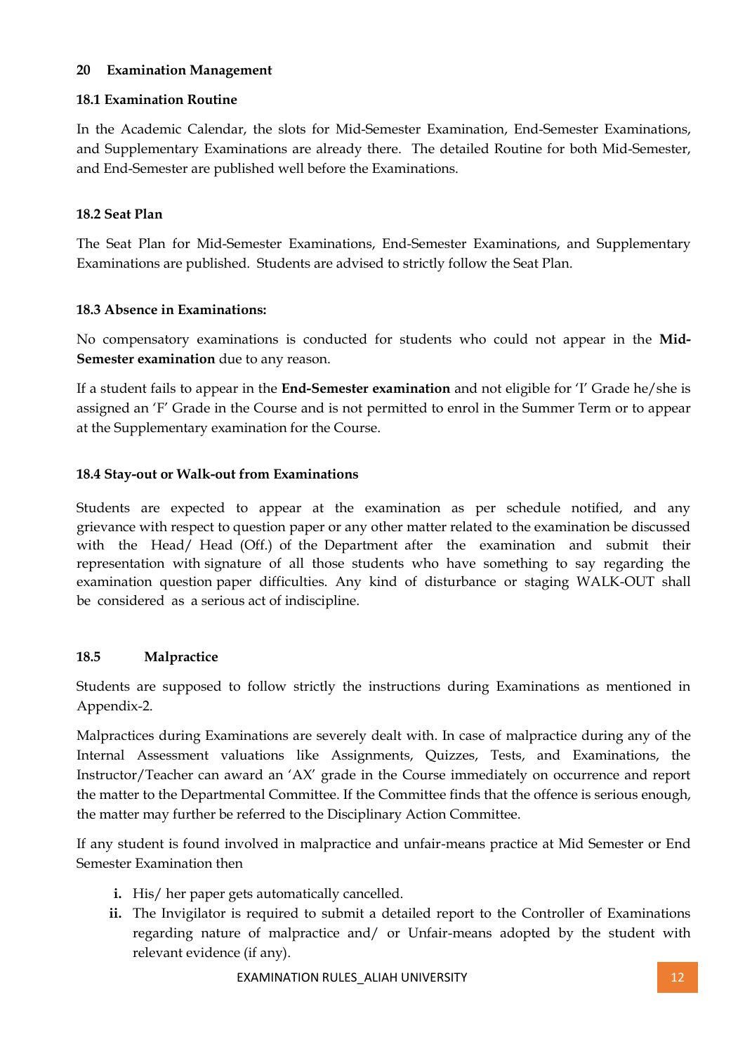## 20 Examination Management

### 18.1 Examination Routine

In the Academic Calendar, the slots for Mid-Semester Examination, End-Semester Examinations, and Supplementary Examinations are already there. The detailed Routine for both Mid-Semester, and End-Semester are published well before the Examinations.

### 18.2 Seat Plan

The Seat Plan for Mid-Semester Examinations, End-Semester Examinations, and Supplementary Examinations are published. Students are advised to strictly follow the Seat Plan.

### 18.3 Absence in Examinations:

No compensatory examinations is conducted for students who could not appear in the **Mid-Semester examination** due to any reason.

If a student fails to appear in the **End-Semester examination** and not eligible for 'I' Grade he/she is assigned an 'F' Grade in the Course and is not permitted to enrol in the Summer Term or to appear at the Supplementary examination for the Course.

### 18.4 Stay-out or Walk-out from Examinations

Students are expected to appear at the examination as per schedule notified, and any grievance with respect to question paper or any other matter related to the examination be discussed with the Head/ Head (Off.) of the Department after the examination and submit their representation with signature of all those students who have something to say regarding the examination question paper difficulties. Any kind of disturbance or staging WALK-OUT shall be considered as a serious act of indiscipline.

### 18.5 Malpractice

Students are supposed to follow strictly the instructions during Examinations as mentioned in Appendix-2.

Malpractices during Examinations are severely dealt with. In case of malpractice during any of the Internal Assessment valuations like Assignments, Quizzes, Tests, and Examinations, the Instructor/Teacher can award an 'AX' grade in the Course immediately on occurrence and report the matter to the Departmental Committee. If the Committee finds that the offence is serious enough, the matter may further be referred to the Disciplinary Action Committee.

If any student is found involved in malpractice and unfair-means practice at Mid Semester or End Semester Examination then

- **i.** His/ her paper gets automatically cancelled.
- **ii.** The Invigilator is required to submit a detailed report to the Controller of Examinations regarding nature of malpractice and/ or Unfair-means adopted by the student with relevant evidence (if any).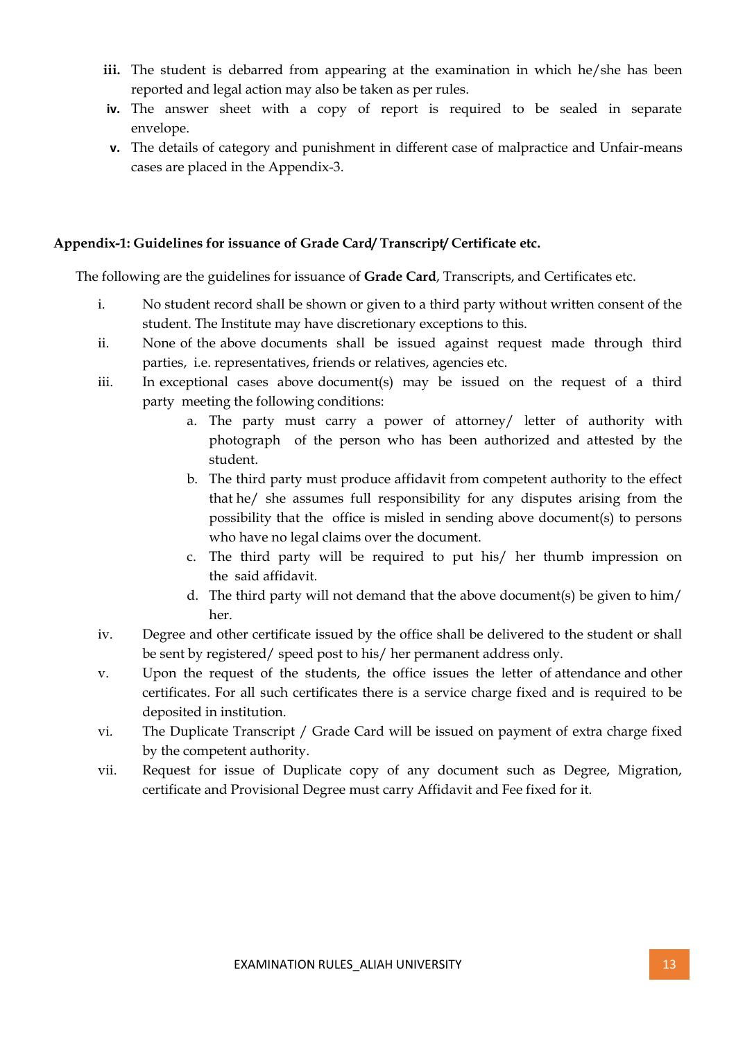iii. The student is debarred from appearing at the examination in which he/she has been reported and legal action may also be taken as per rules.

iv. The answer sheet with a copy of report is required to be sealed in separate envelope.

v. The details of category and punishment in different case of malpractice and Unfair-means cases are placed in the Appendix-3.

## Appendix-1: Guidelines for issuance of Grade Card/ Transcript/ Certificate etc.

The following are the guidelines for issuance of **Grade Card**, Transcripts, and Certificates etc.

i. No student record shall be shown or given to a third party without written consent of the student. The Institute may have discretionary exceptions to this.

ii. None of the above documents shall be issued against request made through third parties, i.e. representatives, friends or relatives, agencies etc.

iii. In exceptional cases above document(s) may be issued on the request of a third party meeting the following conditions:

   a. The party must carry a power of attorney/ letter of authority with photograph of the person who has been authorized and attested by the student.

   b. The third party must produce affidavit from competent authority to the effect that he/ she assumes full responsibility for any disputes arising from the possibility that the office is misled in sending above document(s) to persons who have no legal claims over the document.

   c. The third party will be required to put his/ her thumb impression on the said affidavit.

   d. The third party will not demand that the above document(s) be given to him/ her.

iv. Degree and other certificate issued by the office shall be delivered to the student or shall be sent by registered/ speed post to his/ her permanent address only.

v. Upon the request of the students, the office issues the letter of attendance and other certificates. For all such certificates there is a service charge fixed and is required to be deposited in institution.

vi. The Duplicate Transcript / Grade Card will be issued on payment of extra charge fixed by the competent authority.

vii. Request for issue of Duplicate copy of any document such as Degree, Migration, certificate and Provisional Degree must carry Affidavit and Fee fixed for it.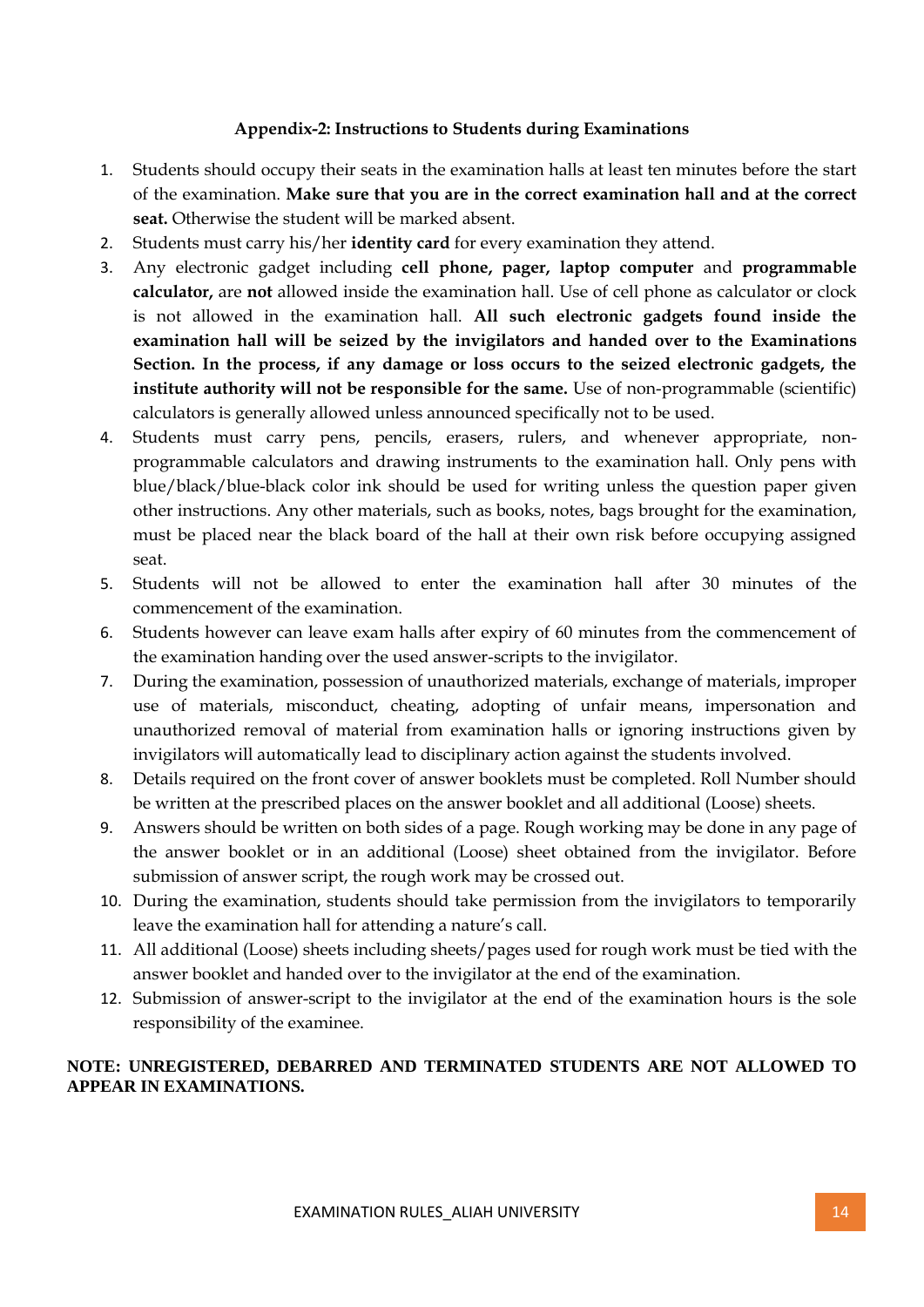## Appendix-2: Instructions to Students during Examinations

1. Students should occupy their seats in the examination halls at least ten minutes before the start of the examination. **Make sure that you are in the correct examination hall and at the correct seat.** Otherwise the student will be marked absent.
2. Students must carry his/her **identity card** for every examination they attend.
3. Any electronic gadget including **cell phone, pager, laptop computer** and **programmable calculator,** are **not** allowed inside the examination hall. Use of cell phone as calculator or clock is not allowed in the examination hall. **All such electronic gadgets found inside the examination hall will be seized by the invigilators and handed over to the Examinations Section. In the process, if any damage or loss occurs to the seized electronic gadgets, the institute authority will not be responsible for the same.** Use of non-programmable (scientific) calculators is generally allowed unless announced specifically not to be used.
4. Students must carry pens, pencils, erasers, rulers, and whenever appropriate, non-programmable calculators and drawing instruments to the examination hall. Only pens with blue/black/blue-black color ink should be used for writing unless the question paper given other instructions. Any other materials, such as books, notes, bags brought for the examination, must be placed near the black board of the hall at their own risk before occupying assigned seat.
5. Students will not be allowed to enter the examination hall after 30 minutes of the commencement of the examination.
6. Students however can leave exam halls after expiry of 60 minutes from the commencement of the examination handing over the used answer-scripts to the invigilator.
7. During the examination, possession of unauthorized materials, exchange of materials, improper use of materials, misconduct, cheating, adopting of unfair means, impersonation and unauthorized removal of material from examination halls or ignoring instructions given by invigilators will automatically lead to disciplinary action against the students involved.
8. Details required on the front cover of answer booklets must be completed. Roll Number should be written at the prescribed places on the answer booklet and all additional (Loose) sheets.
9. Answers should be written on both sides of a page. Rough working may be done in any page of the answer booklet or in an additional (Loose) sheet obtained from the invigilator. Before submission of answer script, the rough work may be crossed out.
10. During the examination, students should take permission from the invigilators to temporarily leave the examination hall for attending a nature's call.
11. All additional (Loose) sheets including sheets/pages used for rough work must be tied with the answer booklet and handed over to the invigilator at the end of the examination.
12. Submission of answer-script to the invigilator at the end of the examination hours is the sole responsibility of the examinee.

**NOTE: UNREGISTERED, DEBARRED AND TERMINATED STUDENTS ARE NOT ALLOWED TO APPEAR IN EXAMINATIONS.**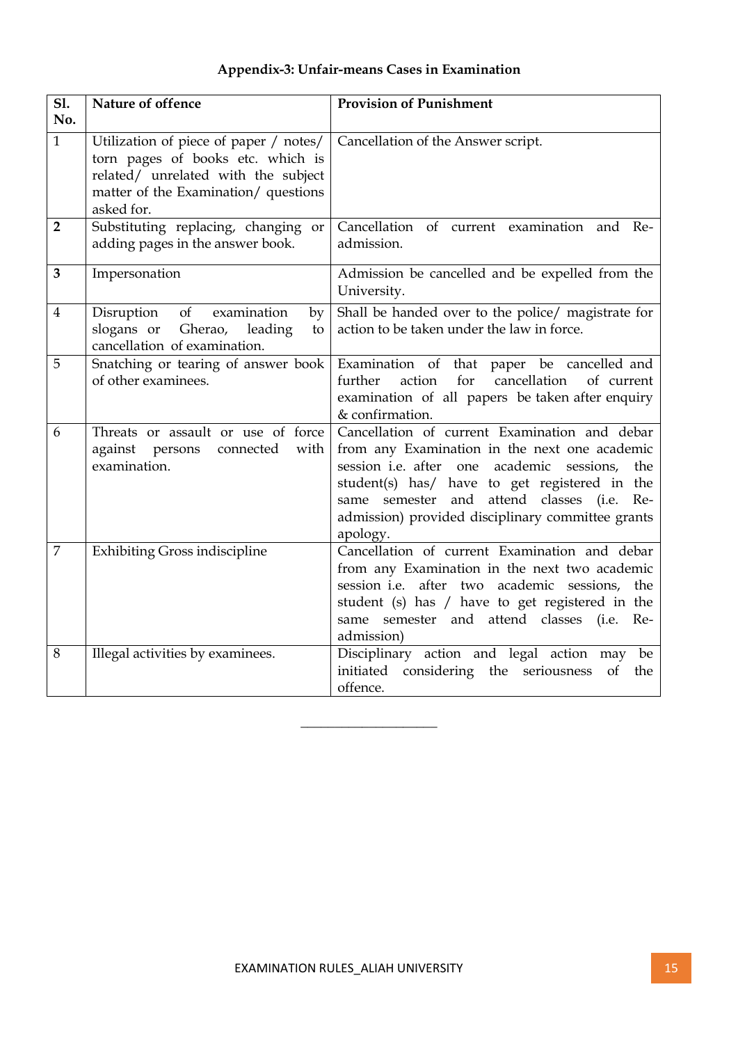**Appendix-3: Unfair-means Cases in Examination**

| Sl. No. | Nature of offence | Provision of Punishment |
|---|---|---|
| 1 | Utilization of piece of paper / notes/ torn pages of books etc. which is related/ unrelated with the subject matter of the Examination/ questions asked for. | Cancellation of the Answer script. |
| **2** | Substituting replacing, changing or adding pages in the answer book. | Cancellation of current examination and Re-admission. |
| **3** | Impersonation | Admission be cancelled and be expelled from the University. |
| 4 | Disruption of examination by slogans or Gherao, leading to cancellation of examination. | Shall be handed over to the police/ magistrate for action to be taken under the law in force. |
| 5 | Snatching or tearing of answer book of other examinees. | Examination of that paper be cancelled and further action for cancellation of current examination of all papers be taken after enquiry & confirmation. |
| 6 | Threats or assault or use of force against persons connected with examination. | Cancellation of current Examination and debar from any Examination in the next one academic session i.e. after one academic sessions, the student(s) has/ have to get registered in the same semester and attend classes (i.e. Re-admission) provided disciplinary committee grants apology. |
| 7 | Exhibiting Gross indiscipline | Cancellation of current Examination and debar from any Examination in the next two academic session i.e. after two academic sessions, the student (s) has / have to get registered in the same semester and attend classes (i.e. Re-admission) |
| 8 | Illegal activities by examinees. | Disciplinary action and legal action may be initiated considering the seriousness of the offence. |

___________________